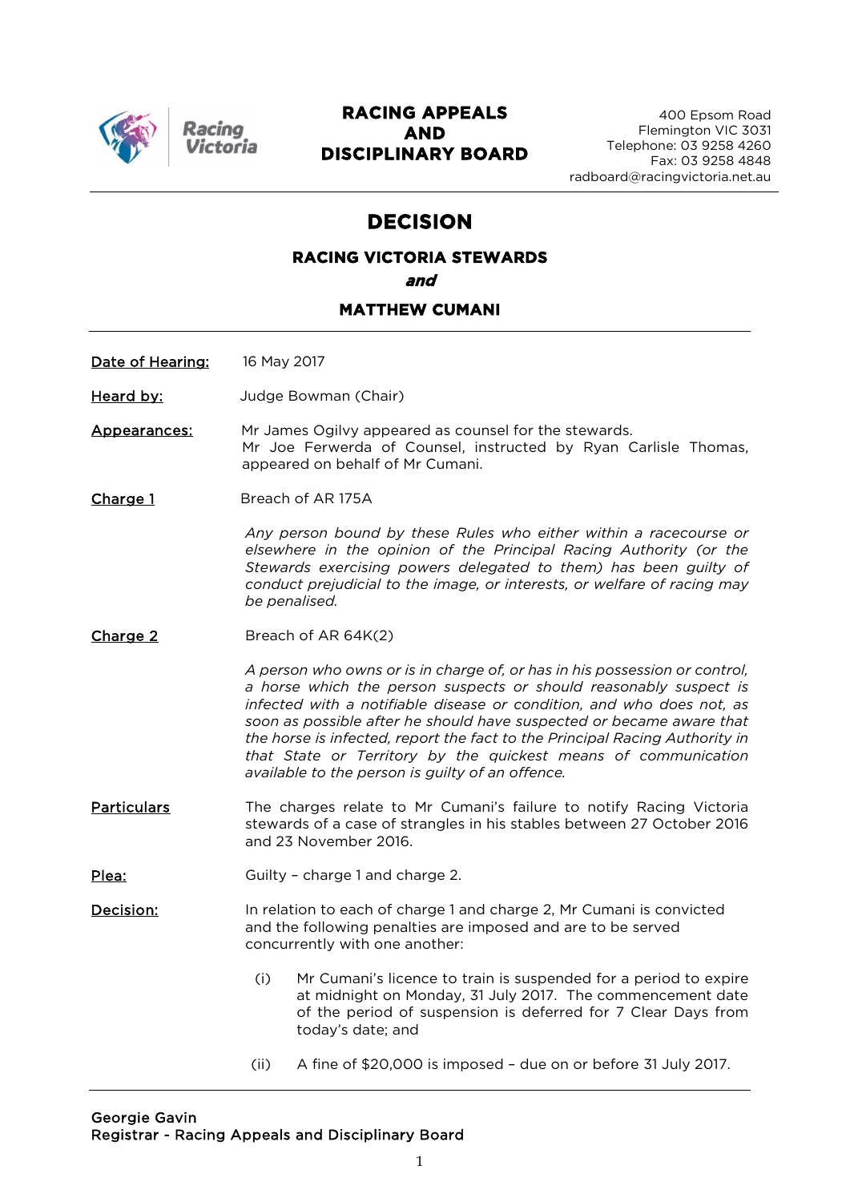# RACING APPEALS AND DISCIPLINARY BOARD

400 Epsom Road
Flemington VIC 3031
Telephone: 03 9258 4260
Fax: 03 9258 4848
radboard@racingvictoria.net.au

## DECISION

### RACING VICTORIA STEWARDS

***and***

### MATTHEW CUMANI

**Date of Hearing:** 16 May 2017

**Heard by:** Judge Bowman (Chair)

**Appearances:** Mr James Ogilvy appeared as counsel for the stewards.
Mr Joe Ferwerda of Counsel, instructed by Ryan Carlisle Thomas, appeared on behalf of Mr Cumani.

**Charge 1** Breach of AR 175A

*Any person bound by these Rules who either within a racecourse or elsewhere in the opinion of the Principal Racing Authority (or the Stewards exercising powers delegated to them) has been guilty of conduct prejudicial to the image, or interests, or welfare of racing may be penalised.*

**Charge 2** Breach of AR 64K(2)

*A person who owns or is in charge of, or has in his possession or control, a horse which the person suspects or should reasonably suspect is infected with a notifiable disease or condition, and who does not, as soon as possible after he should have suspected or became aware that the horse is infected, report the fact to the Principal Racing Authority in that State or Territory by the quickest means of communication available to the person is guilty of an offence.*

**Particulars** The charges relate to Mr Cumani's failure to notify Racing Victoria stewards of a case of strangles in his stables between 27 October 2016 and 23 November 2016.

**Plea:** Guilty – charge 1 and charge 2.

**Decision:** In relation to each of charge 1 and charge 2, Mr Cumani is convicted and the following penalties are imposed and are to be served concurrently with one another:

(i) Mr Cumani's licence to train is suspended for a period to expire at midnight on Monday, 31 July 2017. The commencement date of the period of suspension is deferred for 7 Clear Days from today's date; and

(ii) A fine of $20,000 is imposed – due on or before 31 July 2017.

Georgie Gavin
Registrar - Racing Appeals and Disciplinary Board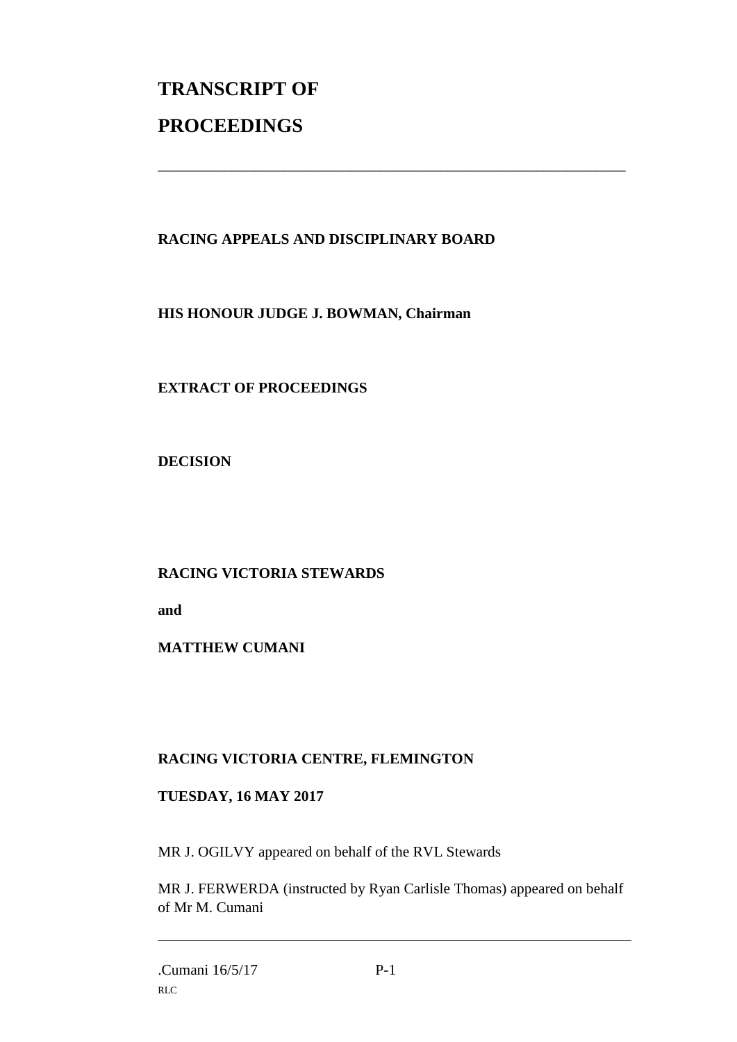# TRANSCRIPT OF PROCEEDINGS

---

**RACING APPEALS AND DISCIPLINARY BOARD**

**HIS HONOUR JUDGE J. BOWMAN, Chairman**

**EXTRACT OF PROCEEDINGS**

**DECISION**

**RACING VICTORIA STEWARDS**

**and**

**MATTHEW CUMANI**

**RACING VICTORIA CENTRE, FLEMINGTON**

**TUESDAY, 16 MAY 2017**

MR J. OGILVY appeared on behalf of the RVL Stewards

MR J. FERWERDA (instructed by Ryan Carlisle Thomas) appeared on behalf of Mr M. Cumani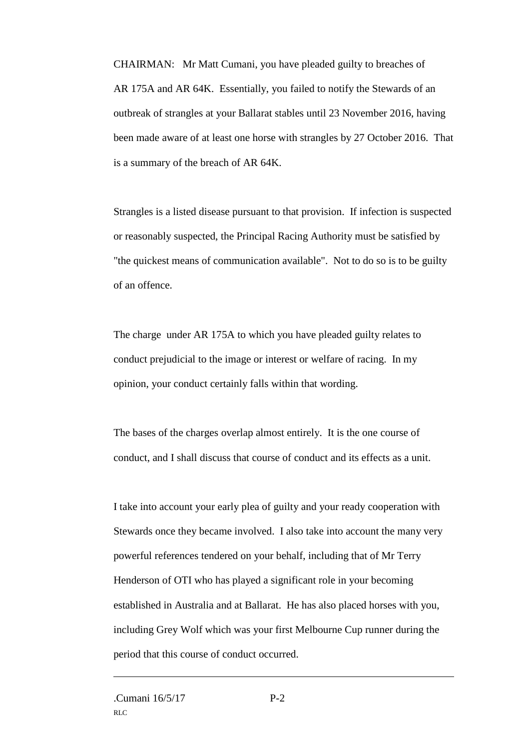CHAIRMAN: Mr Matt Cumani, you have pleaded guilty to breaches of AR 175A and AR 64K. Essentially, you failed to notify the Stewards of an outbreak of strangles at your Ballarat stables until 23 November 2016, having been made aware of at least one horse with strangles by 27 October 2016. That is a summary of the breach of AR 64K.

Strangles is a listed disease pursuant to that provision. If infection is suspected or reasonably suspected, the Principal Racing Authority must be satisfied by "the quickest means of communication available". Not to do so is to be guilty of an offence.

The charge under AR 175A to which you have pleaded guilty relates to conduct prejudicial to the image or interest or welfare of racing. In my opinion, your conduct certainly falls within that wording.

The bases of the charges overlap almost entirely. It is the one course of conduct, and I shall discuss that course of conduct and its effects as a unit.

I take into account your early plea of guilty and your ready cooperation with Stewards once they became involved. I also take into account the many very powerful references tendered on your behalf, including that of Mr Terry Henderson of OTI who has played a significant role in your becoming established in Australia and at Ballarat. He has also placed horses with you, including Grey Wolf which was your first Melbourne Cup runner during the period that this course of conduct occurred.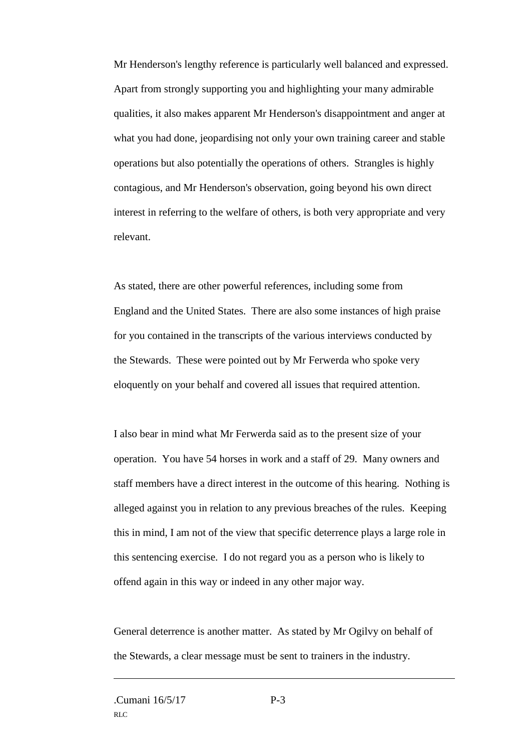Mr Henderson's lengthy reference is particularly well balanced and expressed. Apart from strongly supporting you and highlighting your many admirable qualities, it also makes apparent Mr Henderson's disappointment and anger at what you had done, jeopardising not only your own training career and stable operations but also potentially the operations of others. Strangles is highly contagious, and Mr Henderson's observation, going beyond his own direct interest in referring to the welfare of others, is both very appropriate and very relevant.

As stated, there are other powerful references, including some from England and the United States. There are also some instances of high praise for you contained in the transcripts of the various interviews conducted by the Stewards. These were pointed out by Mr Ferwerda who spoke very eloquently on your behalf and covered all issues that required attention.

I also bear in mind what Mr Ferwerda said as to the present size of your operation. You have 54 horses in work and a staff of 29. Many owners and staff members have a direct interest in the outcome of this hearing. Nothing is alleged against you in relation to any previous breaches of the rules. Keeping this in mind, I am not of the view that specific deterrence plays a large role in this sentencing exercise. I do not regard you as a person who is likely to offend again in this way or indeed in any other major way.

General deterrence is another matter. As stated by Mr Ogilvy on behalf of the Stewards, a clear message must be sent to trainers in the industry.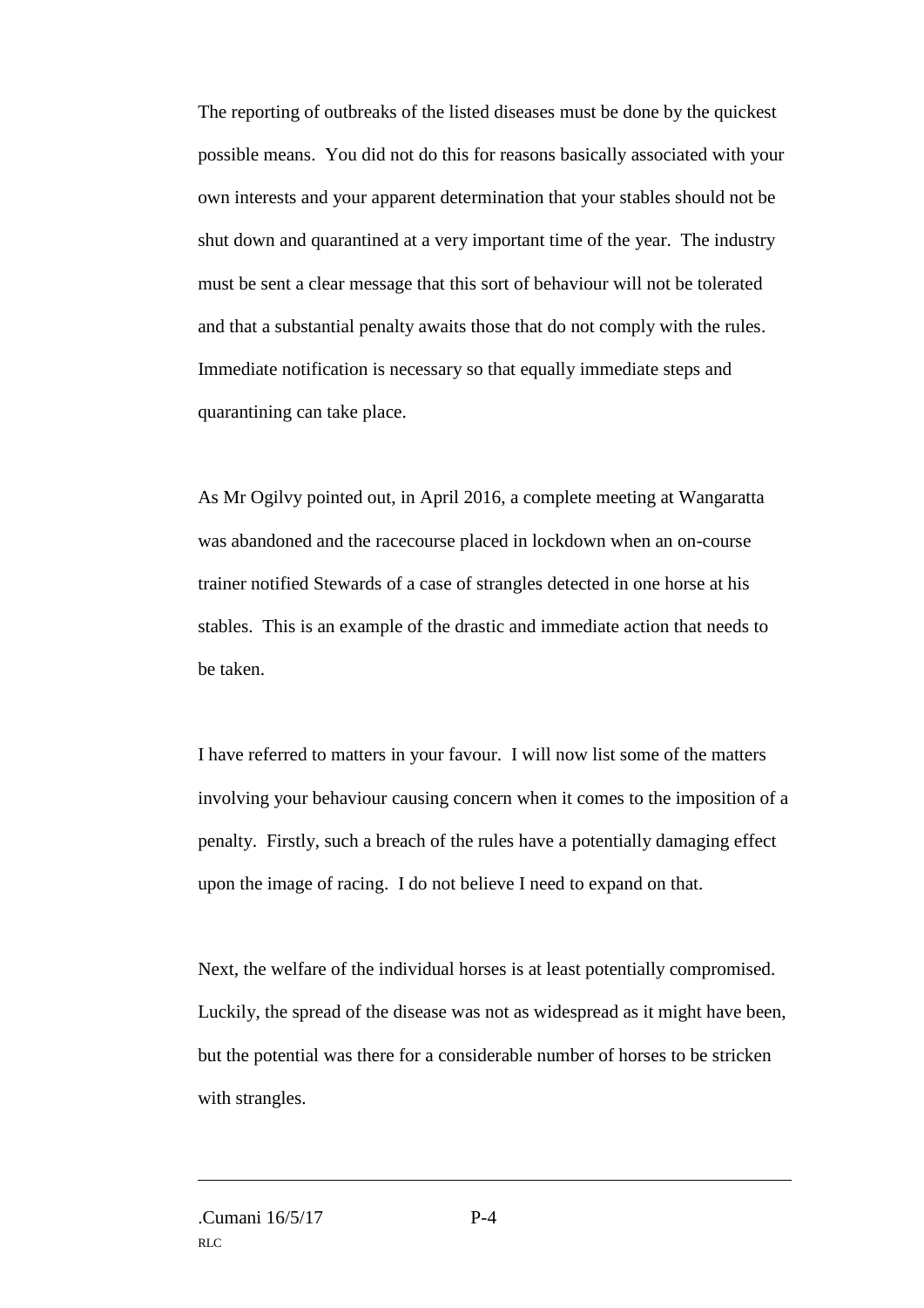The reporting of outbreaks of the listed diseases must be done by the quickest possible means. You did not do this for reasons basically associated with your own interests and your apparent determination that your stables should not be shut down and quarantined at a very important time of the year. The industry must be sent a clear message that this sort of behaviour will not be tolerated and that a substantial penalty awaits those that do not comply with the rules. Immediate notification is necessary so that equally immediate steps and quarantining can take place.

As Mr Ogilvy pointed out, in April 2016, a complete meeting at Wangaratta was abandoned and the racecourse placed in lockdown when an on-course trainer notified Stewards of a case of strangles detected in one horse at his stables. This is an example of the drastic and immediate action that needs to be taken.

I have referred to matters in your favour. I will now list some of the matters involving your behaviour causing concern when it comes to the imposition of a penalty. Firstly, such a breach of the rules have a potentially damaging effect upon the image of racing. I do not believe I need to expand on that.

Next, the welfare of the individual horses is at least potentially compromised. Luckily, the spread of the disease was not as widespread as it might have been, but the potential was there for a considerable number of horses to be stricken with strangles.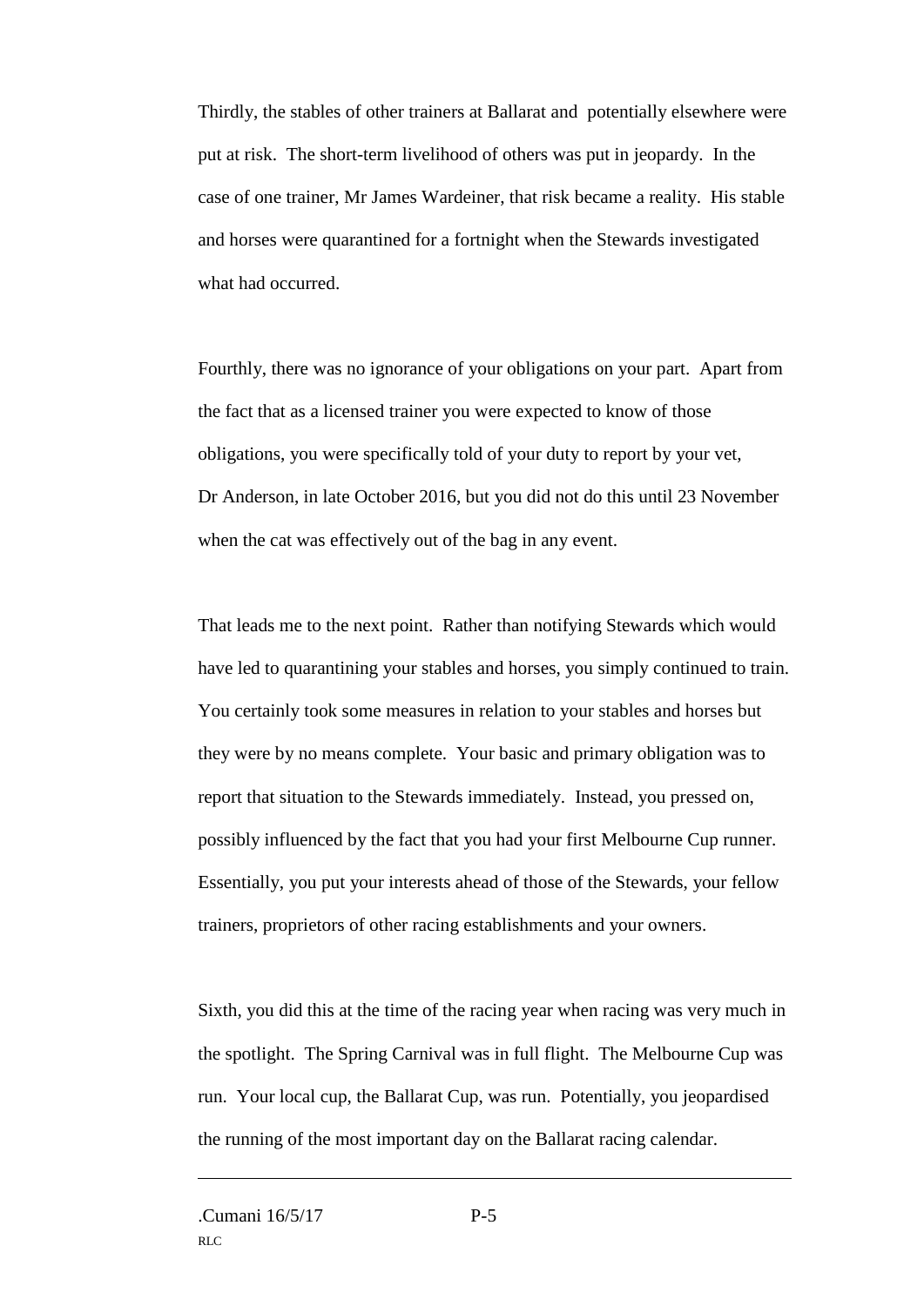Thirdly, the stables of other trainers at Ballarat and potentially elsewhere were put at risk. The short-term livelihood of others was put in jeopardy. In the case of one trainer, Mr James Wardeiner, that risk became a reality. His stable and horses were quarantined for a fortnight when the Stewards investigated what had occurred.

Fourthly, there was no ignorance of your obligations on your part. Apart from the fact that as a licensed trainer you were expected to know of those obligations, you were specifically told of your duty to report by your vet, Dr Anderson, in late October 2016, but you did not do this until 23 November when the cat was effectively out of the bag in any event.

That leads me to the next point. Rather than notifying Stewards which would have led to quarantining your stables and horses, you simply continued to train. You certainly took some measures in relation to your stables and horses but they were by no means complete. Your basic and primary obligation was to report that situation to the Stewards immediately. Instead, you pressed on, possibly influenced by the fact that you had your first Melbourne Cup runner. Essentially, you put your interests ahead of those of the Stewards, your fellow trainers, proprietors of other racing establishments and your owners.

Sixth, you did this at the time of the racing year when racing was very much in the spotlight. The Spring Carnival was in full flight. The Melbourne Cup was run. Your local cup, the Ballarat Cup, was run. Potentially, you jeopardised the running of the most important day on the Ballarat racing calendar.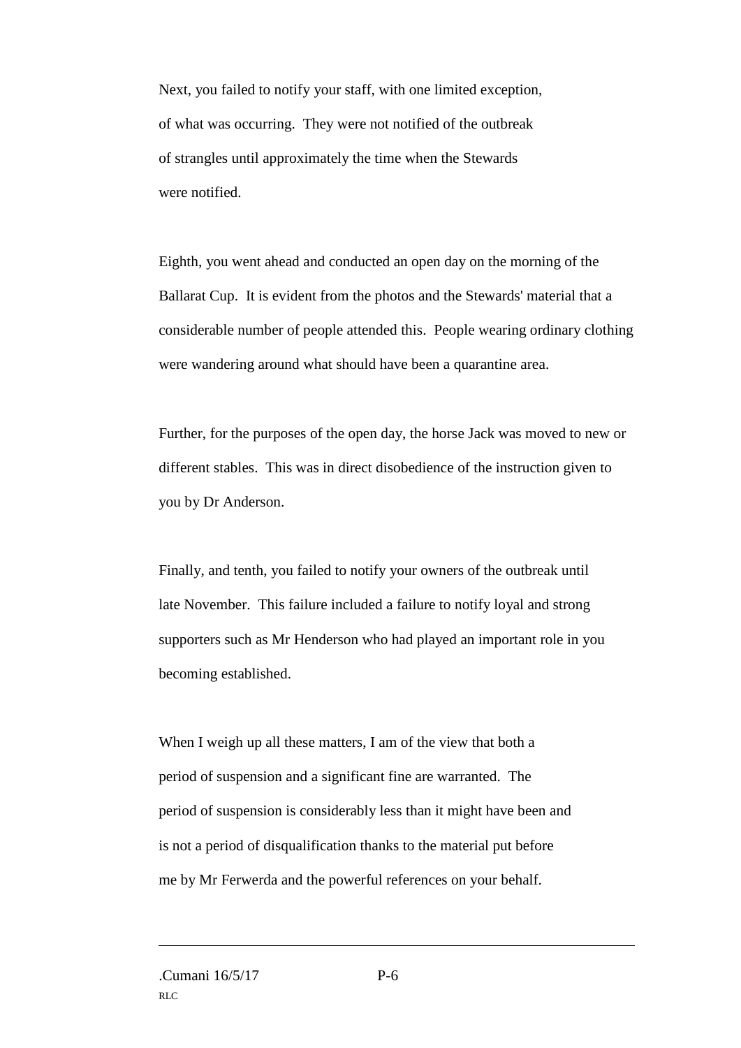Next, you failed to notify your staff, with one limited exception, of what was occurring. They were not notified of the outbreak of strangles until approximately the time when the Stewards were notified.

Eighth, you went ahead and conducted an open day on the morning of the Ballarat Cup. It is evident from the photos and the Stewards' material that a considerable number of people attended this. People wearing ordinary clothing were wandering around what should have been a quarantine area.

Further, for the purposes of the open day, the horse Jack was moved to new or different stables. This was in direct disobedience of the instruction given to you by Dr Anderson.

Finally, and tenth, you failed to notify your owners of the outbreak until late November. This failure included a failure to notify loyal and strong supporters such as Mr Henderson who had played an important role in you becoming established.

When I weigh up all these matters, I am of the view that both a period of suspension and a significant fine are warranted. The period of suspension is considerably less than it might have been and is not a period of disqualification thanks to the material put before me by Mr Ferwerda and the powerful references on your behalf.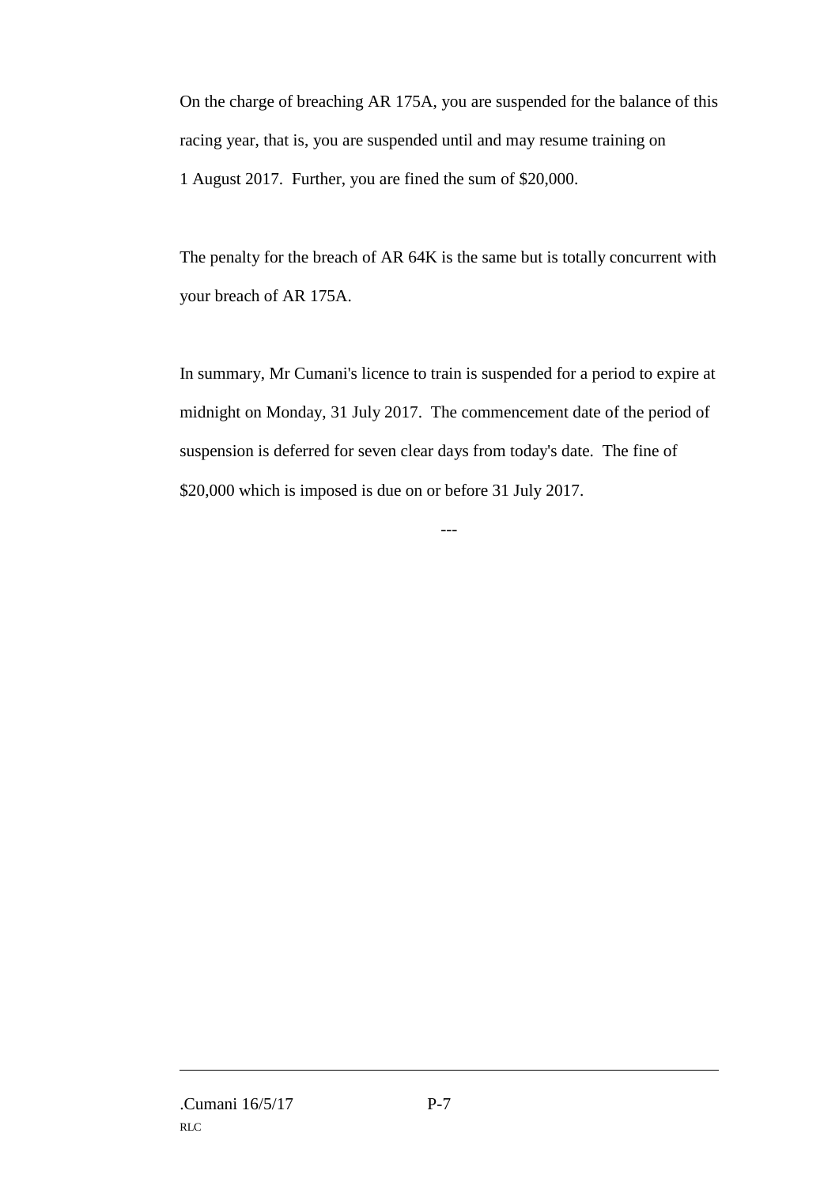On the charge of breaching AR 175A, you are suspended for the balance of this racing year, that is, you are suspended until and may resume training on 1 August 2017. Further, you are fined the sum of $20,000.

The penalty for the breach of AR 64K is the same but is totally concurrent with your breach of AR 175A.

In summary, Mr Cumani's licence to train is suspended for a period to expire at midnight on Monday, 31 July 2017. The commencement date of the period of suspension is deferred for seven clear days from today's date. The fine of $20,000 which is imposed is due on or before 31 July 2017.

---